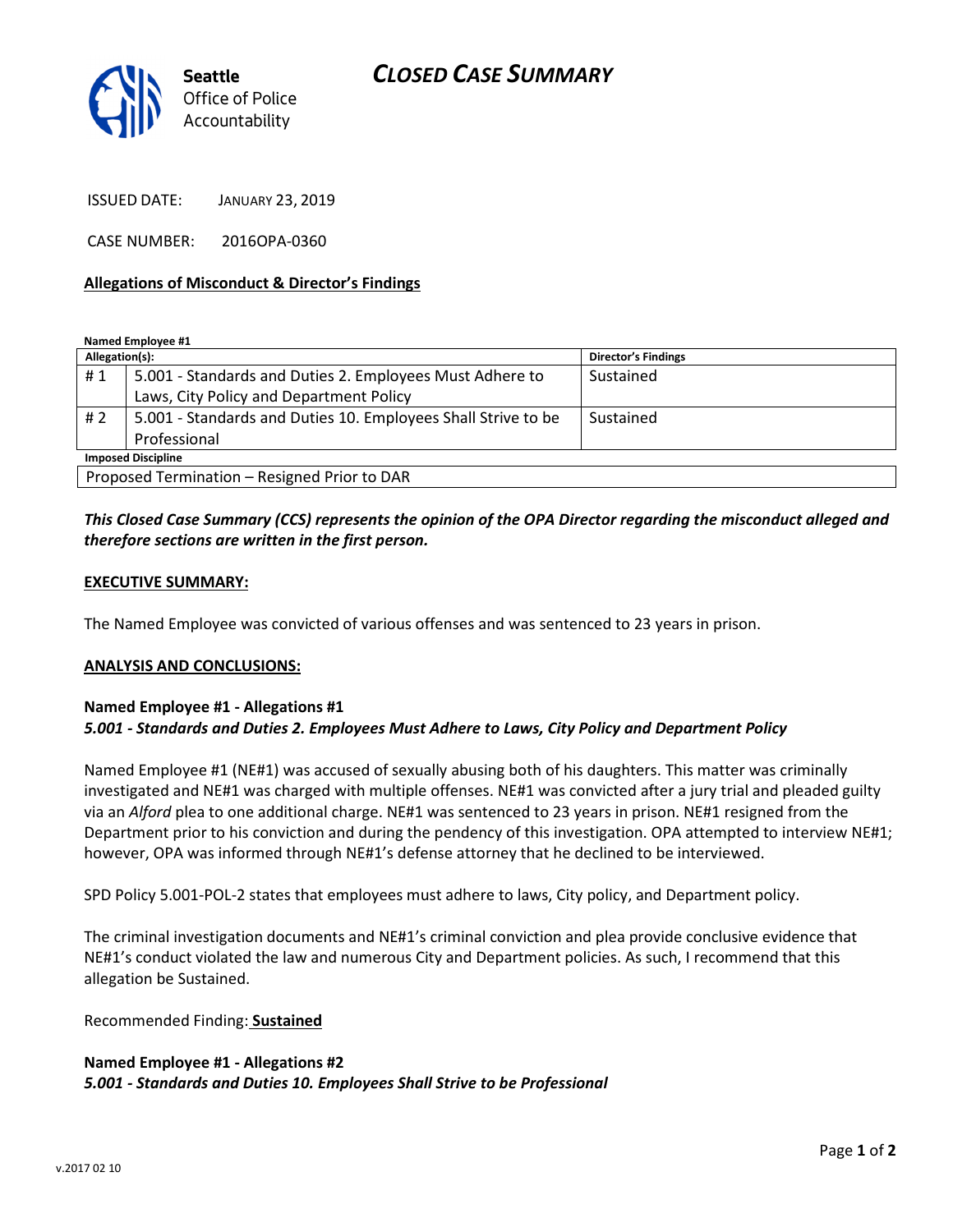Seattle Office of Police Accountability

# CLOSED CASE SUMMARY

ISSUED DATE: JANUARY 23, 2019

CASE NUMBER: 2016OPA-0360

## Allegations of Misconduct & Director's Findings

**Named Employee #1**

| Allegation(s): | | Director's Findings |
|---|---|---|
| # 1 | 5.001 - Standards and Duties 2. Employees Must Adhere to Laws, City Policy and Department Policy | Sustained |
| # 2 | 5.001 - Standards and Duties 10. Employees Shall Strive to be Professional | Sustained |

**Imposed Discipline**

| Proposed Termination – Resigned Prior to DAR |
|---|

***This Closed Case Summary (CCS) represents the opinion of the OPA Director regarding the misconduct alleged and therefore sections are written in the first person.***

## EXECUTIVE SUMMARY:

The Named Employee was convicted of various offenses and was sentenced to 23 years in prison.

## ANALYSIS AND CONCLUSIONS:

**Named Employee #1 - Allegations #1**
***5.001 - Standards and Duties 2. Employees Must Adhere to Laws, City Policy and Department Policy***

Named Employee #1 (NE#1) was accused of sexually abusing both of his daughters. This matter was criminally investigated and NE#1 was charged with multiple offenses. NE#1 was convicted after a jury trial and pleaded guilty via an *Alford* plea to one additional charge. NE#1 was sentenced to 23 years in prison. NE#1 resigned from the Department prior to his conviction and during the pendency of this investigation. OPA attempted to interview NE#1; however, OPA was informed through NE#1's defense attorney that he declined to be interviewed.

SPD Policy 5.001-POL-2 states that employees must adhere to laws, City policy, and Department policy.

The criminal investigation documents and NE#1's criminal conviction and plea provide conclusive evidence that NE#1's conduct violated the law and numerous City and Department policies. As such, I recommend that this allegation be Sustained.

Recommended Finding: **Sustained**

**Named Employee #1 - Allegations #2**
***5.001 - Standards and Duties 10. Employees Shall Strive to be Professional***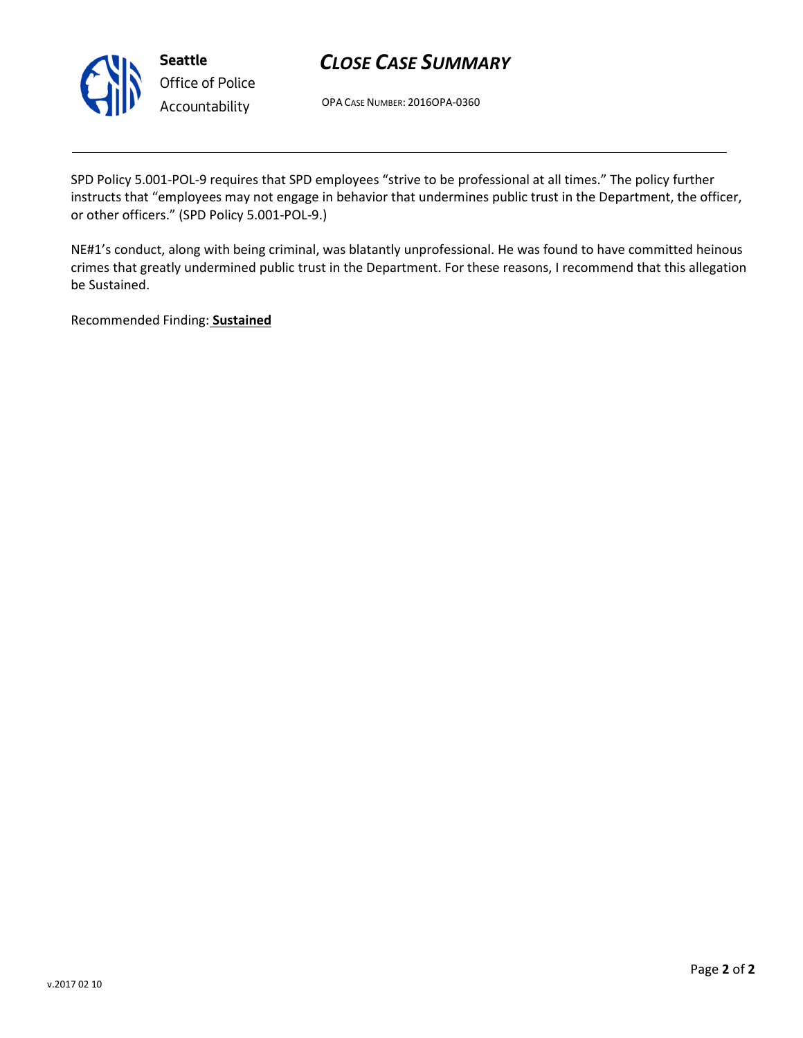SPD Policy 5.001-POL-9 requires that SPD employees "strive to be professional at all times." The policy further instructs that "employees may not engage in behavior that undermines public trust in the Department, the officer, or other officers." (SPD Policy 5.001-POL-9.)

NE#1's conduct, along with being criminal, was blatantly unprofessional. He was found to have committed heinous crimes that greatly undermined public trust in the Department. For these reasons, I recommend that this allegation be Sustained.

Recommended Finding: **Sustained**